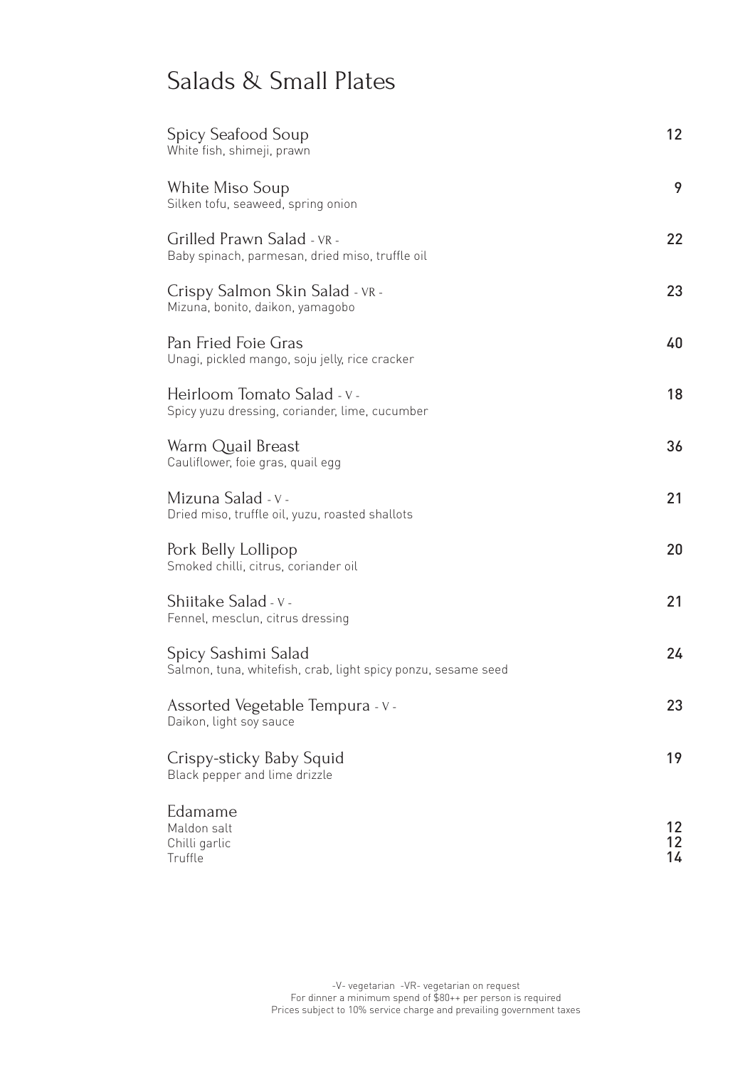# Salads & Small Plates

| Item | Price |
|---|---|
| **Spicy Seafood Soup**<br>White fish, shimeji, prawn | 12 |
| **White Miso Soup**<br>Silken tofu, seaweed, spring onion | 9 |
| **Grilled Prawn Salad** - VR -<br>Baby spinach, parmesan, dried miso, truffle oil | 22 |
| **Crispy Salmon Skin Salad** - VR -<br>Mizuna, bonito, daikon, yamagobo | 23 |
| **Pan Fried Foie Gras**<br>Unagi, pickled mango, soju jelly, rice cracker | 40 |
| **Heirloom Tomato Salad** - V -<br>Spicy yuzu dressing, coriander, lime, cucumber | 18 |
| **Warm Quail Breast**<br>Cauliflower, foie gras, quail egg | 36 |
| **Mizuna Salad** - V -<br>Dried miso, truffle oil, yuzu, roasted shallots | 21 |
| **Pork Belly Lollipop**<br>Smoked chilli, citrus, coriander oil | 20 |
| **Shiitake Salad** - V -<br>Fennel, mesclun, citrus dressing | 21 |
| **Spicy Sashimi Salad**<br>Salmon, tuna, whitefish, crab, light spicy ponzu, sesame seed | 24 |
| **Assorted Vegetable Tempura** - V -<br>Daikon, light soy sauce | 23 |
| **Crispy-sticky Baby Squid**<br>Black pepper and lime drizzle | 19 |
| **Edamame** | |
| Maldon salt | 12 |
| Chilli garlic | 12 |
| Truffle | 14 |

-V- vegetarian -VR- vegetarian on request
For dinner a minimum spend of $80++ per person is required
Prices subject to 10% service charge and prevailing government taxes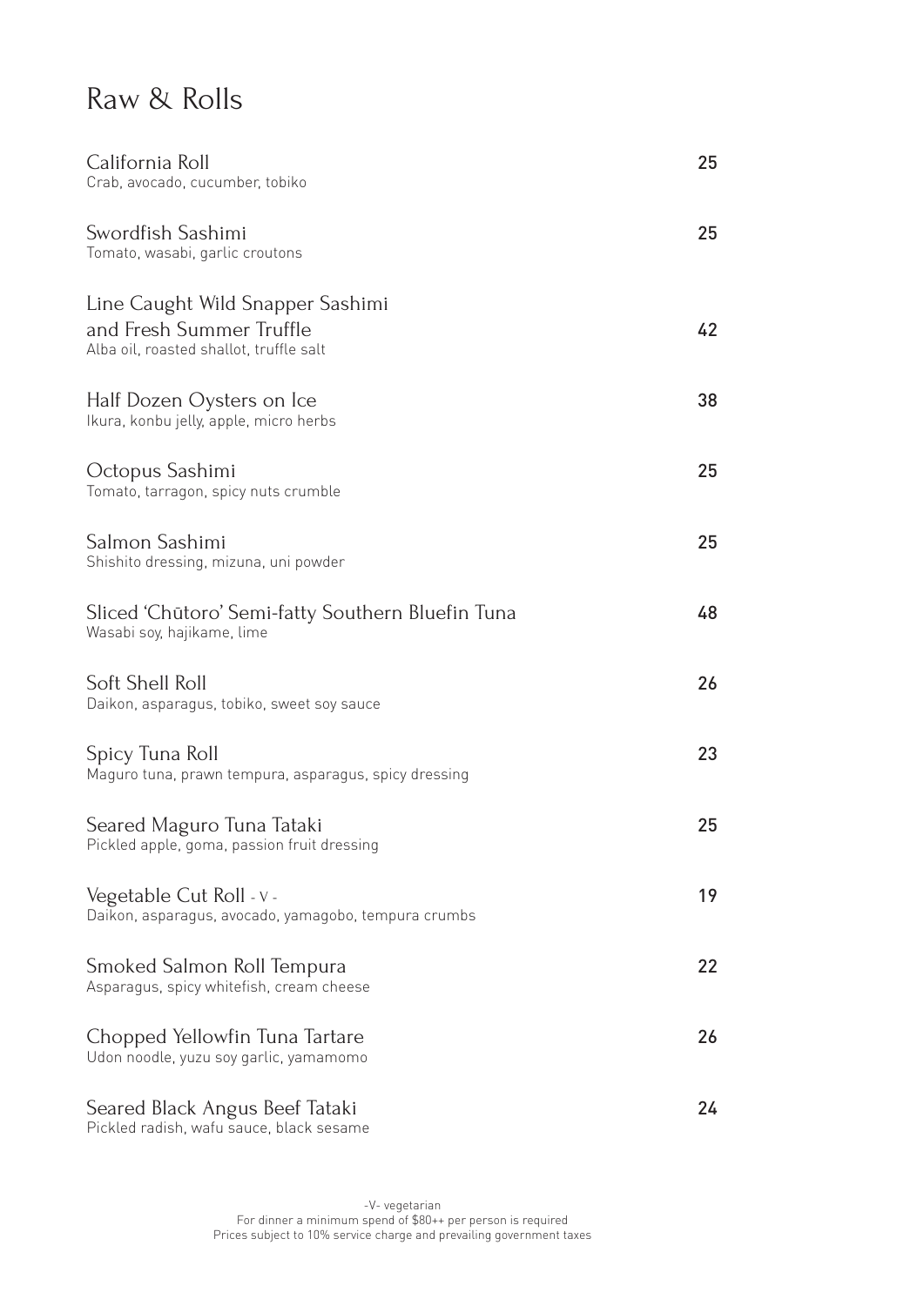# Raw & Rolls

**California Roll** — 25
Crab, avocado, cucumber, tobiko

**Swordfish Sashimi** — 25
Tomato, wasabi, garlic croutons

**Line Caught Wild Snapper Sashimi and Fresh Summer Truffle** — 42
Alba oil, roasted shallot, truffle salt

**Half Dozen Oysters on Ice** — 38
Ikura, konbu jelly, apple, micro herbs

**Octopus Sashimi** — 25
Tomato, tarragon, spicy nuts crumble

**Salmon Sashimi** — 25
Shishito dressing, mizuna, uni powder

**Sliced 'Chūtoro' Semi-fatty Southern Bluefin Tuna** — 48
Wasabi soy, hajikame, lime

**Soft Shell Roll** — 26
Daikon, asparagus, tobiko, sweet soy sauce

**Spicy Tuna Roll** — 23
Maguro tuna, prawn tempura, asparagus, spicy dressing

**Seared Maguro Tuna Tataki** — 25
Pickled apple, goma, passion fruit dressing

**Vegetable Cut Roll** - V - — 19
Daikon, asparagus, avocado, yamagobo, tempura crumbs

**Smoked Salmon Roll Tempura** — 22
Asparagus, spicy whitefish, cream cheese

**Chopped Yellowfin Tuna Tartare** — 26
Udon noodle, yuzu soy garlic, yamamomo

**Seared Black Angus Beef Tataki** — 24
Pickled radish, wafu sauce, black sesame

-V- vegetarian
For dinner a minimum spend of $80++ per person is required
Prices subject to 10% service charge and prevailing government taxes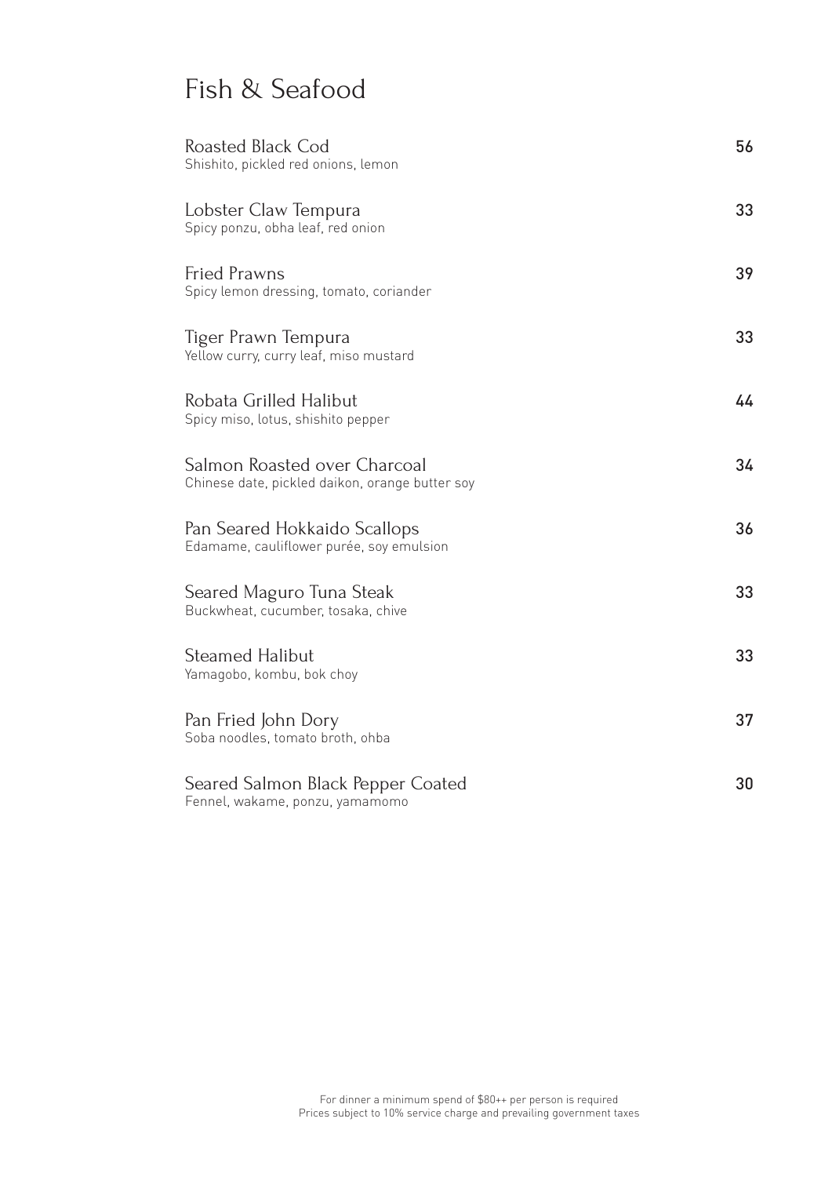# Fish & Seafood

| Item | Price |
| --- | --- |
| Roasted Black Cod<br>Shishito, pickled red onions, lemon | 56 |
| Lobster Claw Tempura<br>Spicy ponzu, obha leaf, red onion | 33 |
| Fried Prawns<br>Spicy lemon dressing, tomato, coriander | 39 |
| Tiger Prawn Tempura<br>Yellow curry, curry leaf, miso mustard | 33 |
| Robata Grilled Halibut<br>Spicy miso, lotus, shishito pepper | 44 |
| Salmon Roasted over Charcoal<br>Chinese date, pickled daikon, orange butter soy | 34 |
| Pan Seared Hokkaido Scallops<br>Edamame, cauliflower purée, soy emulsion | 36 |
| Seared Maguro Tuna Steak<br>Buckwheat, cucumber, tosaka, chive | 33 |
| Steamed Halibut<br>Yamagobo, kombu, bok choy | 33 |
| Pan Fried John Dory<br>Soba noodles, tomato broth, ohba | 37 |
| Seared Salmon Black Pepper Coated<br>Fennel, wakame, ponzu, yamamomo | 30 |

For dinner a minimum spend of $80++ per person is required
Prices subject to 10% service charge and prevailing government taxes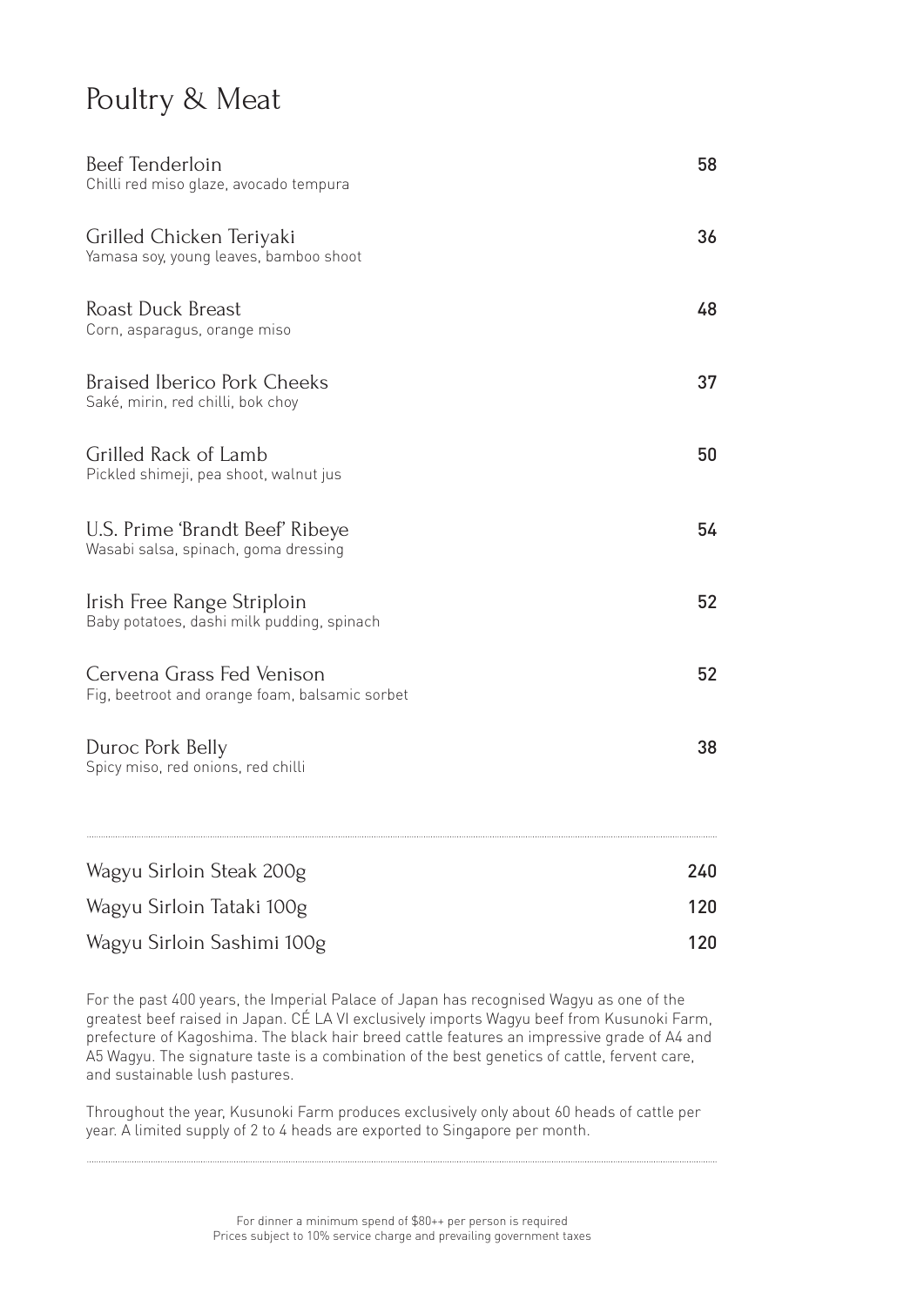# Poultry & Meat

**Beef Tenderloin** — 58
Chilli red miso glaze, avocado tempura

**Grilled Chicken Teriyaki** — 36
Yamasa soy, young leaves, bamboo shoot

**Roast Duck Breast** — 48
Corn, asparagus, orange miso

**Braised Iberico Pork Cheeks** — 37
Saké, mirin, red chilli, bok choy

**Grilled Rack of Lamb** — 50
Pickled shimeji, pea shoot, walnut jus

**U.S. Prime 'Brandt Beef' Ribeye** — 54
Wasabi salsa, spinach, goma dressing

**Irish Free Range Striploin** — 52
Baby potatoes, dashi milk pudding, spinach

**Cervena Grass Fed Venison** — 52
Fig, beetroot and orange foam, balsamic sorbet

**Duroc Pork Belly** — 38
Spicy miso, red onions, red chilli

---

| | |
|---|---|
| Wagyu Sirloin Steak 200g | 240 |
| Wagyu Sirloin Tataki 100g | 120 |
| Wagyu Sirloin Sashimi 100g | 120 |

For the past 400 years, the Imperial Palace of Japan has recognised Wagyu as one of the greatest beef raised in Japan. CÉ LA VI exclusively imports Wagyu beef from Kusunoki Farm, prefecture of Kagoshima. The black hair breed cattle features an impressive grade of A4 and A5 Wagyu. The signature taste is a combination of the best genetics of cattle, fervent care, and sustainable lush pastures.

Throughout the year, Kusunoki Farm produces exclusively only about 60 heads of cattle per year. A limited supply of 2 to 4 heads are exported to Singapore per month.

---

For dinner a minimum spend of $80++ per person is required
Prices subject to 10% service charge and prevailing government taxes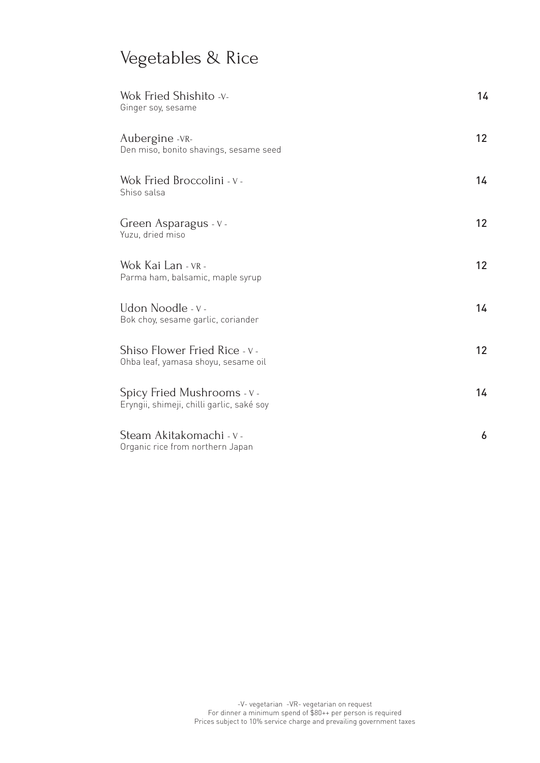# Vegetables & Rice

Wok Fried Shishito -V- 14
Ginger soy, sesame

Aubergine -VR- 12
Den miso, bonito shavings, sesame seed

Wok Fried Broccolini - V - 14
Shiso salsa

Green Asparagus - V - 12
Yuzu, dried miso

Wok Kai Lan - VR - 12
Parma ham, balsamic, maple syrup

Udon Noodle - V - 14
Bok choy, sesame garlic, coriander

Shiso Flower Fried Rice - V - 12
Ohba leaf, yamasa shoyu, sesame oil

Spicy Fried Mushrooms - V - 14
Eryngii, shimeji, chilli garlic, saké soy

Steam Akitakomachi - V - 6
Organic rice from northern Japan

-V- vegetarian -VR- vegetarian on request
For dinner a minimum spend of $80++ per person is required
Prices subject to 10% service charge and prevailing government taxes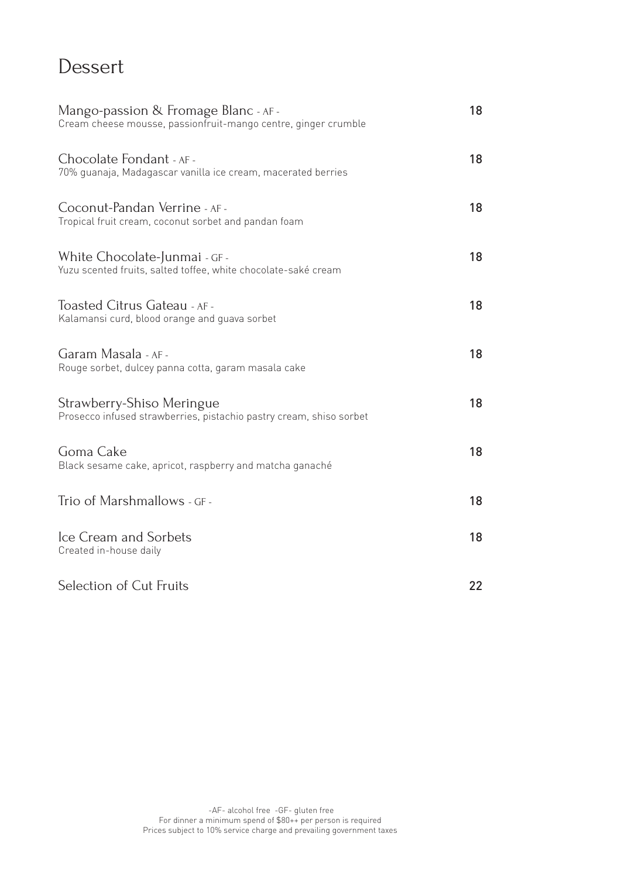# Dessert

| | |
|---|---|
| Mango-passion & Fromage Blanc - AF -<br>Cream cheese mousse, passionfruit-mango centre, ginger crumble | 18 |
| Chocolate Fondant - AF -<br>70% guanaja, Madagascar vanilla ice cream, macerated berries | 18 |
| Coconut-Pandan Verrine - AF -<br>Tropical fruit cream, coconut sorbet and pandan foam | 18 |
| White Chocolate-Junmai - GF -<br>Yuzu scented fruits, salted toffee, white chocolate-saké cream | 18 |
| Toasted Citrus Gateau - AF -<br>Kalamansi curd, blood orange and guava sorbet | 18 |
| Garam Masala - AF -<br>Rouge sorbet, dulcey panna cotta, garam masala cake | 18 |
| Strawberry-Shiso Meringue<br>Prosecco infused strawberries, pistachio pastry cream, shiso sorbet | 18 |
| Goma Cake<br>Black sesame cake, apricot, raspberry and matcha ganaché | 18 |
| Trio of Marshmallows - GF - | 18 |
| Ice Cream and Sorbets<br>Created in-house daily | 18 |
| Selection of Cut Fruits | 22 |

-AF- alcohol free -GF- gluten free
For dinner a minimum spend of $80++ per person is required
Prices subject to 10% service charge and prevailing government taxes